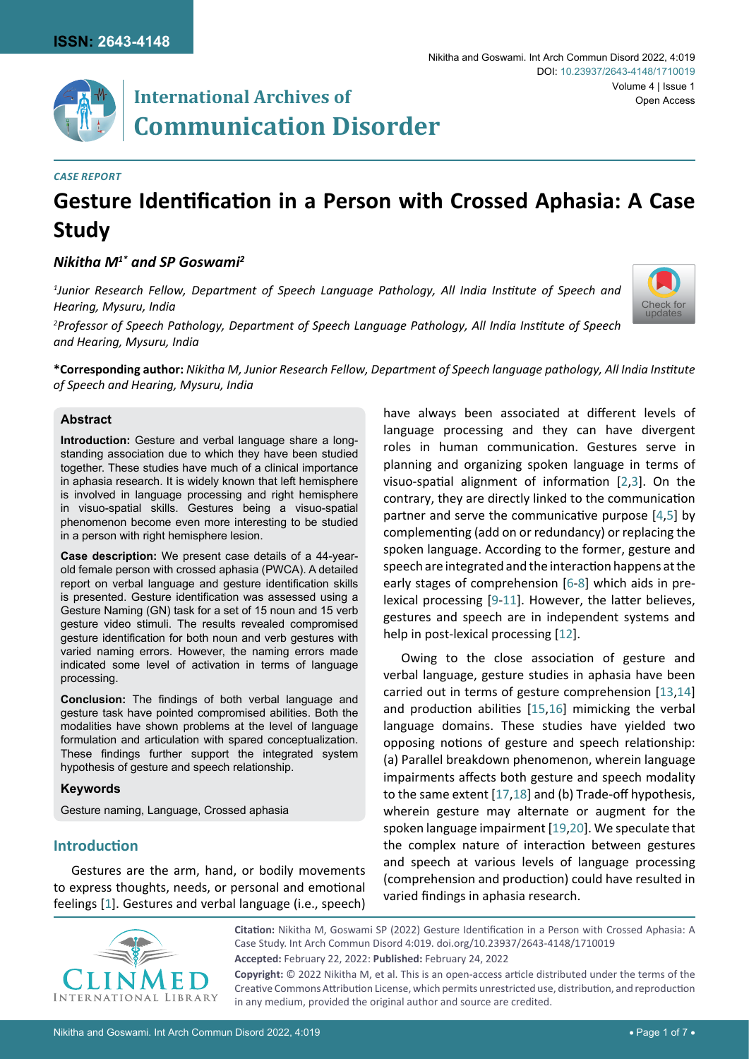ISSN: 2643-4148

# International Archives of Communication Disorder

*CASE REPORT*

# Gesture Identification in a Person with Crossed Aphasia: A Case Study

***Nikitha M[1]\* and SP Goswami[2]***

[1]*Junior Research Fellow, Department of Speech Language Pathology, All India Institute of Speech and Hearing, Mysuru, India*

[2]*Professor of Speech Pathology, Department of Speech Language Pathology, All India Institute of Speech and Hearing, Mysuru, India*

**\*Corresponding author:** *Nikitha M, Junior Research Fellow, Department of Speech language pathology, All India Institute of Speech and Hearing, Mysuru, India*

## Abstract

**Introduction:** Gesture and verbal language share a long-standing association due to which they have been studied together. These studies have much of a clinical importance in aphasia research. It is widely known that left hemisphere is involved in language processing and right hemisphere in visuo-spatial skills. Gestures being a visuo-spatial phenomenon become even more interesting to be studied in a person with right hemisphere lesion.

**Case description:** We present case details of a 44-year-old female person with crossed aphasia (PWCA). A detailed report on verbal language and gesture identification skills is presented. Gesture identification was assessed using a Gesture Naming (GN) task for a set of 15 noun and 15 verb gesture video stimuli. The results revealed compromised gesture identification for both noun and verb gestures with varied naming errors. However, the naming errors made indicated some level of activation in terms of language processing.

**Conclusion:** The findings of both verbal language and gesture task have pointed compromised abilities. Both the modalities have shown problems at the level of language formulation and articulation with spared conceptualization. These findings further support the integrated system hypothesis of gesture and speech relationship.

### Keywords

Gesture naming, Language, Crossed aphasia

## Introduction

Gestures are the arm, hand, or bodily movements to express thoughts, needs, or personal and emotional feelings [1]. Gestures and verbal language (i.e., speech) have always been associated at different levels of language processing and they can have divergent roles in human communication. Gestures serve in planning and organizing spoken language in terms of visuo-spatial alignment of information [2,3]. On the contrary, they are directly linked to the communication partner and serve the communicative purpose [4,5] by complementing (add on or redundancy) or replacing the spoken language. According to the former, gesture and speech are integrated and the interaction happens at the early stages of comprehension [6-8] which aids in pre-lexical processing [9-11]. However, the latter believes, gestures and speech are in independent systems and help in post-lexical processing [12].

Owing to the close association of gesture and verbal language, gesture studies in aphasia have been carried out in terms of gesture comprehension [13,14] and production abilities [15,16] mimicking the verbal language domains. These studies have yielded two opposing notions of gesture and speech relationship: (a) Parallel breakdown phenomenon, wherein language impairments affects both gesture and speech modality to the same extent [17,18] and (b) Trade-off hypothesis, wherein gesture may alternate or augment for the spoken language impairment [19,20]. We speculate that the complex nature of interaction between gestures and speech at various levels of language processing (comprehension and production) could have resulted in varied findings in aphasia research.

**Citation:** Nikitha M, Goswami SP (2022) Gesture Identification in a Person with Crossed Aphasia: A Case Study. Int Arch Commun Disord 4:019. doi.org/10.23937/2643-4148/1710019

**Accepted:** February 22, 2022: **Published:** February 24, 2022

**Copyright:** © 2022 Nikitha M, et al. This is an open-access article distributed under the terms of the Creative Commons Attribution License, which permits unrestricted use, distribution, and reproduction in any medium, provided the original author and source are credited.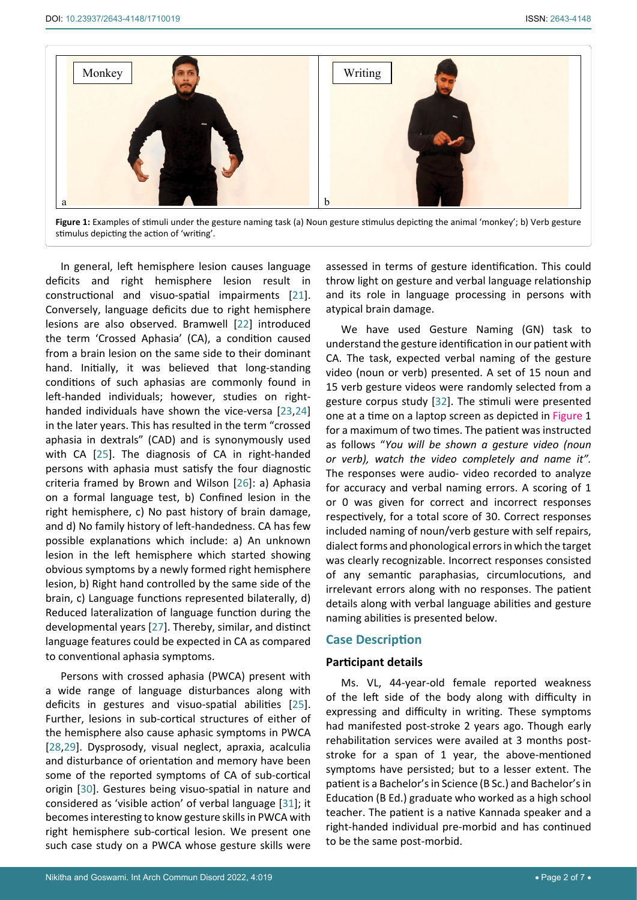Figure 1: Examples of stimuli under the gesture naming task (a) Noun gesture stimulus depicting the animal 'monkey'; b) Verb gesture stimulus depicting the action of 'writing'.

In general, left hemisphere lesion causes language deficits and right hemisphere lesion result in constructional and visuo-spatial impairments [21]. Conversely, language deficits due to right hemisphere lesions are also observed. Bramwell [22] introduced the term 'Crossed Aphasia' (CA), a condition caused from a brain lesion on the same side to their dominant hand. Initially, it was believed that long-standing conditions of such aphasias are commonly found in left-handed individuals; however, studies on right-handed individuals have shown the vice-versa [23,24] in the later years. This has resulted in the term "crossed aphasia in dextrals" (CAD) and is synonymously used with CA [25]. The diagnosis of CA in right-handed persons with aphasia must satisfy the four diagnostic criteria framed by Brown and Wilson [26]: a) Aphasia on a formal language test, b) Confined lesion in the right hemisphere, c) No past history of brain damage, and d) No family history of left-handedness. CA has few possible explanations which include: a) An unknown lesion in the left hemisphere which started showing obvious symptoms by a newly formed right hemisphere lesion, b) Right hand controlled by the same side of the brain, c) Language functions represented bilaterally, d) Reduced lateralization of language function during the developmental years [27]. Thereby, similar, and distinct language features could be expected in CA as compared to conventional aphasia symptoms.

Persons with crossed aphasia (PWCA) present with a wide range of language disturbances along with deficits in gestures and visuo-spatial abilities [25]. Further, lesions in sub-cortical structures of either of the hemisphere also cause aphasic symptoms in PWCA [28,29]. Dysprosody, visual neglect, apraxia, acalculia and disturbance of orientation and memory have been some of the reported symptoms of CA of sub-cortical origin [30]. Gestures being visuo-spatial in nature and considered as 'visible action' of verbal language [31]; it becomes interesting to know gesture skills in PWCA with right hemisphere sub-cortical lesion. We present one such case study on a PWCA whose gesture skills were assessed in terms of gesture identification. This could throw light on gesture and verbal language relationship and its role in language processing in persons with atypical brain damage.

We have used Gesture Naming (GN) task to understand the gesture identification in our patient with CA. The task, expected verbal naming of the gesture video (noun or verb) presented. A set of 15 noun and 15 verb gesture videos were randomly selected from a gesture corpus study [32]. The stimuli were presented one at a time on a laptop screen as depicted in Figure 1 for a maximum of two times. The patient was instructed as follows "*You will be shown a gesture video (noun or verb), watch the video completely and name it*". The responses were audio- video recorded to analyze for accuracy and verbal naming errors. A scoring of 1 or 0 was given for correct and incorrect responses respectively, for a total score of 30. Correct responses included naming of noun/verb gesture with self repairs, dialect forms and phonological errors in which the target was clearly recognizable. Incorrect responses consisted of any semantic paraphasias, circumlocutions, and irrelevant errors along with no responses. The patient details along with verbal language abilities and gesture naming abilities is presented below.

## Case Description

### Participant details

Ms. VL, 44-year-old female reported weakness of the left side of the body along with difficulty in expressing and difficulty in writing. These symptoms had manifested post-stroke 2 years ago. Though early rehabilitation services were availed at 3 months post-stroke for a span of 1 year, the above-mentioned symptoms have persisted; but to a lesser extent. The patient is a Bachelor's in Science (B Sc.) and Bachelor's in Education (B Ed.) graduate who worked as a high school teacher. The patient is a native Kannada speaker and a right-handed individual pre-morbid and has continued to be the same post-morbid.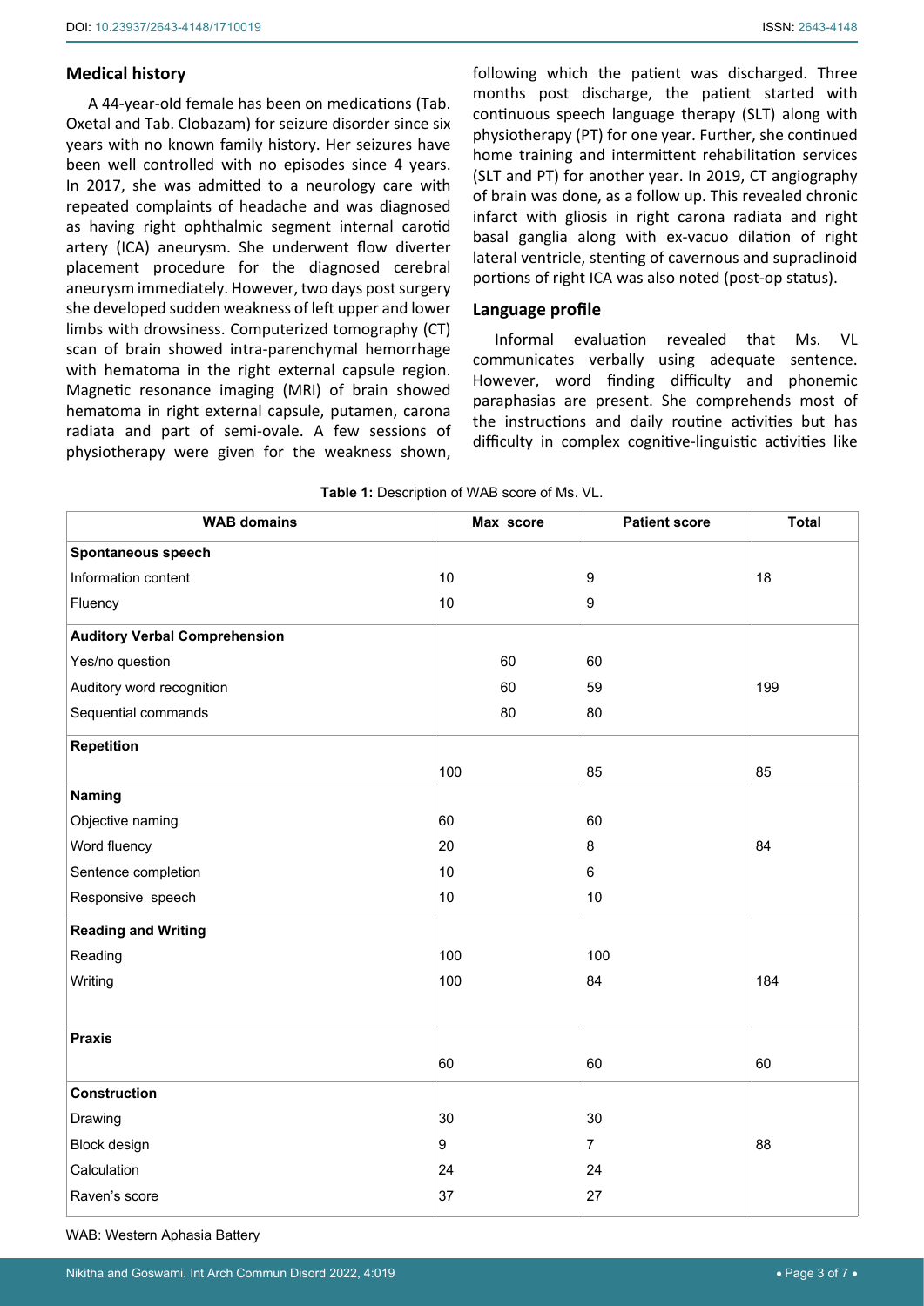## Medical history

A 44-year-old female has been on medications (Tab. Oxetal and Tab. Clobazam) for seizure disorder since six years with no known family history. Her seizures have been well controlled with no episodes since 4 years. In 2017, she was admitted to a neurology care with repeated complaints of headache and was diagnosed as having right ophthalmic segment internal carotid artery (ICA) aneurysm. She underwent flow diverter placement procedure for the diagnosed cerebral aneurysm immediately. However, two days post surgery she developed sudden weakness of left upper and lower limbs with drowsiness. Computerized tomography (CT) scan of brain showed intra-parenchymal hemorrhage with hematoma in the right external capsule region. Magnetic resonance imaging (MRI) of brain showed hematoma in right external capsule, putamen, carona radiata and part of semi-ovale. A few sessions of physiotherapy were given for the weakness shown, following which the patient was discharged. Three months post discharge, the patient started with continuous speech language therapy (SLT) along with physiotherapy (PT) for one year. Further, she continued home training and intermittent rehabilitation services (SLT and PT) for another year. In 2019, CT angiography of brain was done, as a follow up. This revealed chronic infarct with gliosis in right carona radiata and right basal ganglia along with ex-vacuo dilation of right lateral ventricle, stenting of cavernous and supraclinoid portions of right ICA was also noted (post-op status).

## Language profile

Informal evaluation revealed that Ms. VL communicates verbally using adequate sentence. However, word finding difficulty and phonemic paraphasias are present. She comprehends most of the instructions and daily routine activities but has difficulty in complex cognitive-linguistic activities like

**Table 1:** Description of WAB score of Ms. VL.

| WAB domains | Max score | Patient score | Total |
|---|---|---|---|
| **Spontaneous speech** | | | |
| Information content | 10 | 9 | 18 |
| Fluency | 10 | 9 | |
| **Auditory Verbal Comprehension** | | | |
| Yes/no question | 60 | 60 | |
| Auditory word recognition | 60 | 59 | 199 |
| Sequential commands | 80 | 80 | |
| **Repetition** | | | |
| | 100 | 85 | 85 |
| **Naming** | | | |
| Objective naming | 60 | 60 | |
| Word fluency | 20 | 8 | 84 |
| Sentence completion | 10 | 6 | |
| Responsive speech | 10 | 10 | |
| **Reading and Writing** | | | |
| Reading | 100 | 100 | |
| Writing | 100 | 84 | 184 |
| **Praxis** | | | |
| | 60 | 60 | 60 |
| **Construction** | | | |
| Drawing | 30 | 30 | |
| Block design | 9 | 7 | 88 |
| Calculation | 24 | 24 | |
| Raven's score | 37 | 27 | |

WAB: Western Aphasia Battery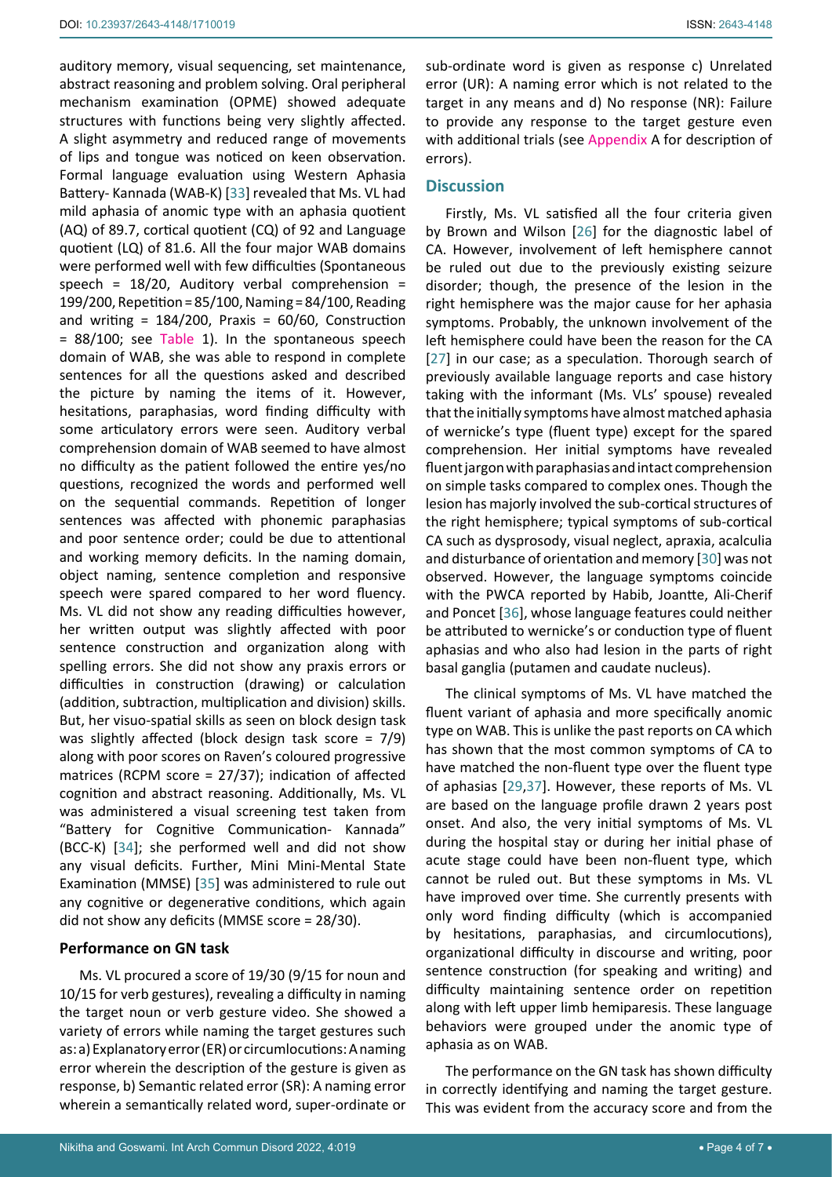auditory memory, visual sequencing, set maintenance, abstract reasoning and problem solving. Oral peripheral mechanism examination (OPME) showed adequate structures with functions being very slightly affected. A slight asymmetry and reduced range of movements of lips and tongue was noticed on keen observation. Formal language evaluation using Western Aphasia Battery- Kannada (WAB-K) [33] revealed that Ms. VL had mild aphasia of anomic type with an aphasia quotient (AQ) of 89.7, cortical quotient (CQ) of 92 and Language quotient (LQ) of 81.6. All the four major WAB domains were performed well with few difficulties (Spontaneous speech = 18/20, Auditory verbal comprehension = 199/200, Repetition = 85/100, Naming = 84/100, Reading and writing = 184/200, Praxis = 60/60, Construction = 88/100; see Table 1). In the spontaneous speech domain of WAB, she was able to respond in complete sentences for all the questions asked and described the picture by naming the items of it. However, hesitations, paraphasias, word finding difficulty with some articulatory errors were seen. Auditory verbal comprehension domain of WAB seemed to have almost no difficulty as the patient followed the entire yes/no questions, recognized the words and performed well on the sequential commands. Repetition of longer sentences was affected with phonemic paraphasias and poor sentence order; could be due to attentional and working memory deficits. In the naming domain, object naming, sentence completion and responsive speech were spared compared to her word fluency. Ms. VL did not show any reading difficulties however, her written output was slightly affected with poor sentence construction and organization along with spelling errors. She did not show any praxis errors or difficulties in construction (drawing) or calculation (addition, subtraction, multiplication and division) skills. But, her visuo-spatial skills as seen on block design task was slightly affected (block design task score = 7/9) along with poor scores on Raven's coloured progressive matrices (RCPM score = 27/37); indication of affected cognition and abstract reasoning. Additionally, Ms. VL was administered a visual screening test taken from "Battery for Cognitive Communication- Kannada" (BCC-K) [34]; she performed well and did not show any visual deficits. Further, Mini Mini-Mental State Examination (MMSE) [35] was administered to rule out any cognitive or degenerative conditions, which again did not show any deficits (MMSE score = 28/30).

### Performance on GN task

Ms. VL procured a score of 19/30 (9/15 for noun and 10/15 for verb gestures), revealing a difficulty in naming the target noun or verb gesture video. She showed a variety of errors while naming the target gestures such as: a) Explanatory error (ER) or circumlocutions: A naming error wherein the description of the gesture is given as response, b) Semantic related error (SR): A naming error wherein a semantically related word, super-ordinate or sub-ordinate word is given as response c) Unrelated error (UR): A naming error which is not related to the target in any means and d) No response (NR): Failure to provide any response to the target gesture even with additional trials (see Appendix A for description of errors).

## Discussion

Firstly, Ms. VL satisfied all the four criteria given by Brown and Wilson [26] for the diagnostic label of CA. However, involvement of left hemisphere cannot be ruled out due to the previously existing seizure disorder; though, the presence of the lesion in the right hemisphere was the major cause for her aphasia symptoms. Probably, the unknown involvement of the left hemisphere could have been the reason for the CA [27] in our case; as a speculation. Thorough search of previously available language reports and case history taking with the informant (Ms. VLs' spouse) revealed that the initially symptoms have almost matched aphasia of wernicke's type (fluent type) except for the spared comprehension. Her initial symptoms have revealed fluent jargon with paraphasias and intact comprehension on simple tasks compared to complex ones. Though the lesion has majorly involved the sub-cortical structures of the right hemisphere; typical symptoms of sub-cortical CA such as dysprosody, visual neglect, apraxia, acalculia and disturbance of orientation and memory [30] was not observed. However, the language symptoms coincide with the PWCA reported by Habib, Joantte, Ali-Cherif and Poncet [36], whose language features could neither be attributed to wernicke's or conduction type of fluent aphasias and who also had lesion in the parts of right basal ganglia (putamen and caudate nucleus).

The clinical symptoms of Ms. VL have matched the fluent variant of aphasia and more specifically anomic type on WAB. This is unlike the past reports on CA which has shown that the most common symptoms of CA to have matched the non-fluent type over the fluent type of aphasias [29,37]. However, these reports of Ms. VL are based on the language profile drawn 2 years post onset. And also, the very initial symptoms of Ms. VL during the hospital stay or during her initial phase of acute stage could have been non-fluent type, which cannot be ruled out. But these symptoms in Ms. VL have improved over time. She currently presents with only word finding difficulty (which is accompanied by hesitations, paraphasias, and circumlocutions), organizational difficulty in discourse and writing, poor sentence construction (for speaking and writing) and difficulty maintaining sentence order on repetition along with left upper limb hemiparesis. These language behaviors were grouped under the anomic type of aphasia as on WAB.

The performance on the GN task has shown difficulty in correctly identifying and naming the target gesture. This was evident from the accuracy score and from the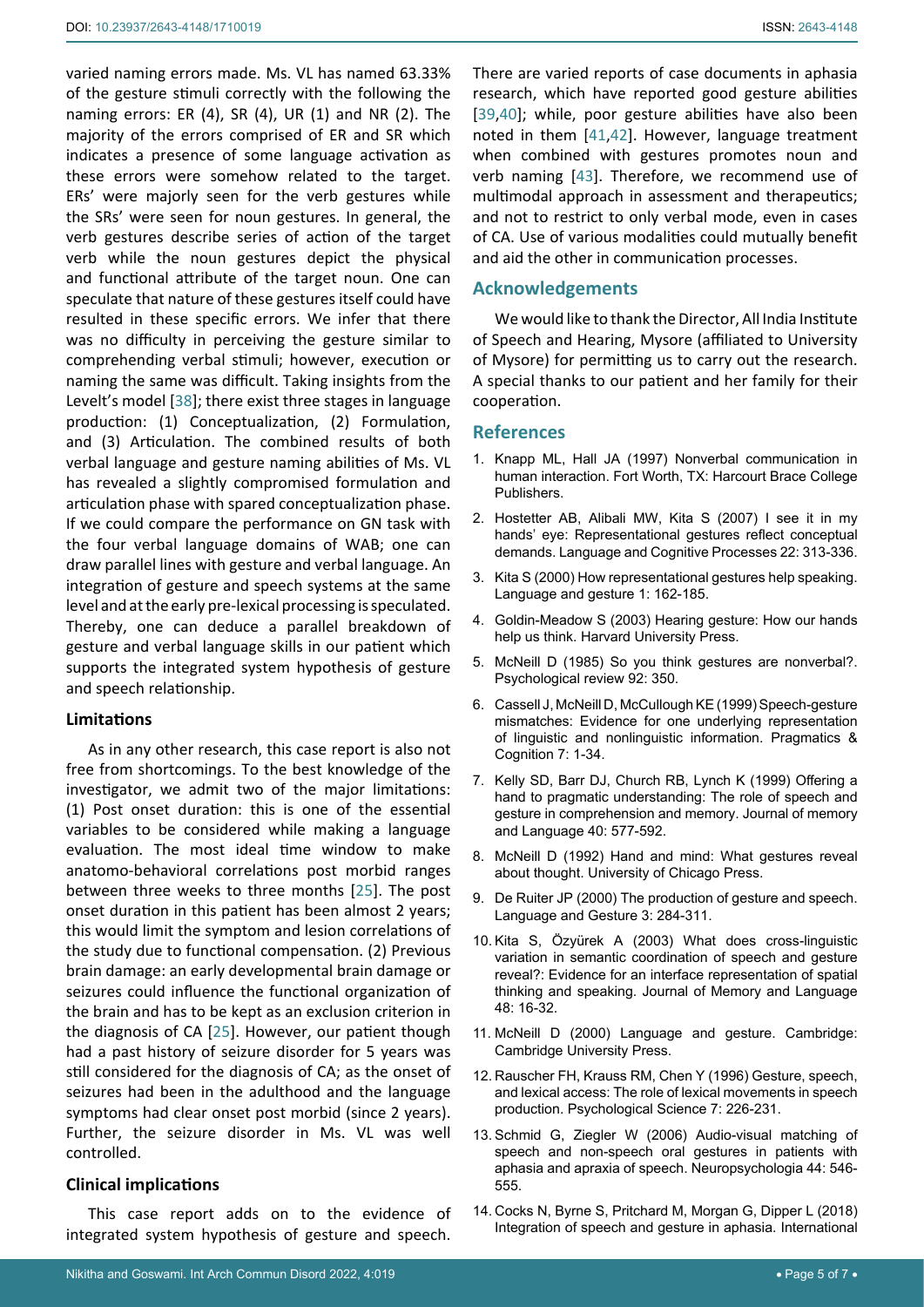varied naming errors made. Ms. VL has named 63.33% of the gesture stimuli correctly with the following the naming errors: ER (4), SR (4), UR (1) and NR (2). The majority of the errors comprised of ER and SR which indicates a presence of some language activation as these errors were somehow related to the target. ERs' were majorly seen for the verb gestures while the SRs' were seen for noun gestures. In general, the verb gestures describe series of action of the target verb while the noun gestures depict the physical and functional attribute of the target noun. One can speculate that nature of these gestures itself could have resulted in these specific errors. We infer that there was no difficulty in perceiving the gesture similar to comprehending verbal stimuli; however, execution or naming the same was difficult. Taking insights from the Levelt's model [38]; there exist three stages in language production: (1) Conceptualization, (2) Formulation, and (3) Articulation. The combined results of both verbal language and gesture naming abilities of Ms. VL has revealed a slightly compromised formulation and articulation phase with spared conceptualization phase. If we could compare the performance on GN task with the four verbal language domains of WAB; one can draw parallel lines with gesture and verbal language. An integration of gesture and speech systems at the same level and at the early pre-lexical processing is speculated. Thereby, one can deduce a parallel breakdown of gesture and verbal language skills in our patient which supports the integrated system hypothesis of gesture and speech relationship.

### Limitations

As in any other research, this case report is also not free from shortcomings. To the best knowledge of the investigator, we admit two of the major limitations: (1) Post onset duration: this is one of the essential variables to be considered while making a language evaluation. The most ideal time window to make anatomo-behavioral correlations post morbid ranges between three weeks to three months [25]. The post onset duration in this patient has been almost 2 years; this would limit the symptom and lesion correlations of the study due to functional compensation. (2) Previous brain damage: an early developmental brain damage or seizures could influence the functional organization of the brain and has to be kept as an exclusion criterion in the diagnosis of CA [25]. However, our patient though had a past history of seizure disorder for 5 years was still considered for the diagnosis of CA; as the onset of seizures had been in the adulthood and the language symptoms had clear onset post morbid (since 2 years). Further, the seizure disorder in Ms. VL was well controlled.

### Clinical implications

This case report adds on to the evidence of integrated system hypothesis of gesture and speech. There are varied reports of case documents in aphasia research, which have reported good gesture abilities [39,40]; while, poor gesture abilities have also been noted in them [41,42]. However, language treatment when combined with gestures promotes noun and verb naming [43]. Therefore, we recommend use of multimodal approach in assessment and therapeutics; and not to restrict to only verbal mode, even in cases of CA. Use of various modalities could mutually benefit and aid the other in communication processes.

## Acknowledgements

We would like to thank the Director, All India Institute of Speech and Hearing, Mysore (affiliated to University of Mysore) for permitting us to carry out the research. A special thanks to our patient and her family for their cooperation.

## References

1. Knapp ML, Hall JA (1997) Nonverbal communication in human interaction. Fort Worth, TX: Harcourt Brace College Publishers.
2. Hostetter AB, Alibali MW, Kita S (2007) I see it in my hands' eye: Representational gestures reflect conceptual demands. Language and Cognitive Processes 22: 313-336.
3. Kita S (2000) How representational gestures help speaking. Language and gesture 1: 162-185.
4. Goldin-Meadow S (2003) Hearing gesture: How our hands help us think. Harvard University Press.
5. McNeill D (1985) So you think gestures are nonverbal?. Psychological review 92: 350.
6. Cassell J, McNeill D, McCullough KE (1999) Speech-gesture mismatches: Evidence for one underlying representation of linguistic and nonlinguistic information. Pragmatics & Cognition 7: 1-34.
7. Kelly SD, Barr DJ, Church RB, Lynch K (1999) Offering a hand to pragmatic understanding: The role of speech and gesture in comprehension and memory. Journal of memory and Language 40: 577-592.
8. McNeill D (1992) Hand and mind: What gestures reveal about thought. University of Chicago Press.
9. De Ruiter JP (2000) The production of gesture and speech. Language and Gesture 3: 284-311.
10. Kita S, Özyürek A (2003) What does cross-linguistic variation in semantic coordination of speech and gesture reveal?: Evidence for an interface representation of spatial thinking and speaking. Journal of Memory and Language 48: 16-32.
11. McNeill D (2000) Language and gesture. Cambridge: Cambridge University Press.
12. Rauscher FH, Krauss RM, Chen Y (1996) Gesture, speech, and lexical access: The role of lexical movements in speech production. Psychological Science 7: 226-231.
13. Schmid G, Ziegler W (2006) Audio-visual matching of speech and non-speech oral gestures in patients with aphasia and apraxia of speech. Neuropsychologia 44: 546-555.
14. Cocks N, Byrne S, Pritchard M, Morgan G, Dipper L (2018) Integration of speech and gesture in aphasia. International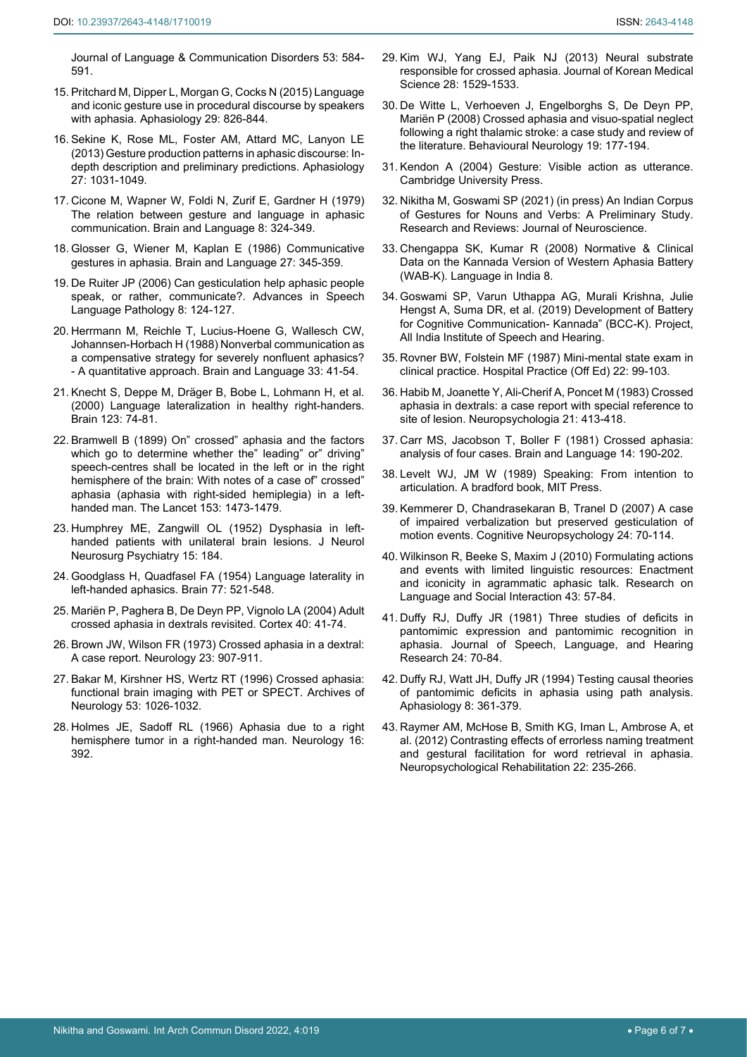Journal of Language & Communication Disorders 53: 584-591.

15. Pritchard M, Dipper L, Morgan G, Cocks N (2015) Language and iconic gesture use in procedural discourse by speakers with aphasia. Aphasiology 29: 826-844.
16. Sekine K, Rose ML, Foster AM, Attard MC, Lanyon LE (2013) Gesture production patterns in aphasic discourse: In-depth description and preliminary predictions. Aphasiology 27: 1031-1049.
17. Cicone M, Wapner W, Foldi N, Zurif E, Gardner H (1979) The relation between gesture and language in aphasic communication. Brain and Language 8: 324-349.
18. Glosser G, Wiener M, Kaplan E (1986) Communicative gestures in aphasia. Brain and Language 27: 345-359.
19. De Ruiter JP (2006) Can gesticulation help aphasic people speak, or rather, communicate?. Advances in Speech Language Pathology 8: 124-127.
20. Herrmann M, Reichle T, Lucius-Hoene G, Wallesch CW, Johannsen-Horbach H (1988) Nonverbal communication as a compensative strategy for severely nonfluent aphasics? - A quantitative approach. Brain and Language 33: 41-54.
21. Knecht S, Deppe M, Dräger B, Bobe L, Lohmann H, et al. (2000) Language lateralization in healthy right-handers. Brain 123: 74-81.
22. Bramwell B (1899) On" crossed" aphasia and the factors which go to determine whether the" leading" or" driving" speech-centres shall be located in the left or in the right hemisphere of the brain: With notes of a case of" crossed" aphasia (aphasia with right-sided hemiplegia) in a left-handed man. The Lancet 153: 1473-1479.
23. Humphrey ME, Zangwill OL (1952) Dysphasia in left-handed patients with unilateral brain lesions. J Neurol Neurosurg Psychiatry 15: 184.
24. Goodglass H, Quadfasel FA (1954) Language laterality in left-handed aphasics. Brain 77: 521-548.
25. Mariën P, Paghera B, De Deyn PP, Vignolo LA (2004) Adult crossed aphasia in dextrals revisited. Cortex 40: 41-74.
26. Brown JW, Wilson FR (1973) Crossed aphasia in a dextral: A case report. Neurology 23: 907-911.
27. Bakar M, Kirshner HS, Wertz RT (1996) Crossed aphasia: functional brain imaging with PET or SPECT. Archives of Neurology 53: 1026-1032.
28. Holmes JE, Sadoff RL (1966) Aphasia due to a right hemisphere tumor in a right-handed man. Neurology 16: 392.
29. Kim WJ, Yang EJ, Paik NJ (2013) Neural substrate responsible for crossed aphasia. Journal of Korean Medical Science 28: 1529-1533.
30. De Witte L, Verhoeven J, Engelborghs S, De Deyn PP, Mariën P (2008) Crossed aphasia and visuo-spatial neglect following a right thalamic stroke: a case study and review of the literature. Behavioural Neurology 19: 177-194.
31. Kendon A (2004) Gesture: Visible action as utterance. Cambridge University Press.
32. Nikitha M, Goswami SP (2021) (in press) An Indian Corpus of Gestures for Nouns and Verbs: A Preliminary Study. Research and Reviews: Journal of Neuroscience.
33. Chengappa SK, Kumar R (2008) Normative & Clinical Data on the Kannada Version of Western Aphasia Battery (WAB-K). Language in India 8.
34. Goswami SP, Varun Uthappa AG, Murali Krishna, Julie Hengst A, Suma DR, et al. (2019) Development of Battery for Cognitive Communication- Kannada" (BCC-K). Project, All India Institute of Speech and Hearing.
35. Rovner BW, Folstein MF (1987) Mini-mental state exam in clinical practice. Hospital Practice (Off Ed) 22: 99-103.
36. Habib M, Joanette Y, Ali-Cherif A, Poncet M (1983) Crossed aphasia in dextrals: a case report with special reference to site of lesion. Neuropsychologia 21: 413-418.
37. Carr MS, Jacobson T, Boller F (1981) Crossed aphasia: analysis of four cases. Brain and Language 14: 190-202.
38. Levelt WJ, JM W (1989) Speaking: From intention to articulation. A bradford book, MIT Press.
39. Kemmerer D, Chandrasekaran B, Tranel D (2007) A case of impaired verbalization but preserved gesticulation of motion events. Cognitive Neuropsychology 24: 70-114.
40. Wilkinson R, Beeke S, Maxim J (2010) Formulating actions and events with limited linguistic resources: Enactment and iconicity in agrammatic aphasic talk. Research on Language and Social Interaction 43: 57-84.
41. Duffy RJ, Duffy JR (1981) Three studies of deficits in pantomimic expression and pantomimic recognition in aphasia. Journal of Speech, Language, and Hearing Research 24: 70-84.
42. Duffy RJ, Watt JH, Duffy JR (1994) Testing causal theories of pantomimic deficits in aphasia using path analysis. Aphasiology 8: 361-379.
43. Raymer AM, McHose B, Smith KG, Iman L, Ambrose A, et al. (2012) Contrasting effects of errorless naming treatment and gestural facilitation for word retrieval in aphasia. Neuropsychological Rehabilitation 22: 235-266.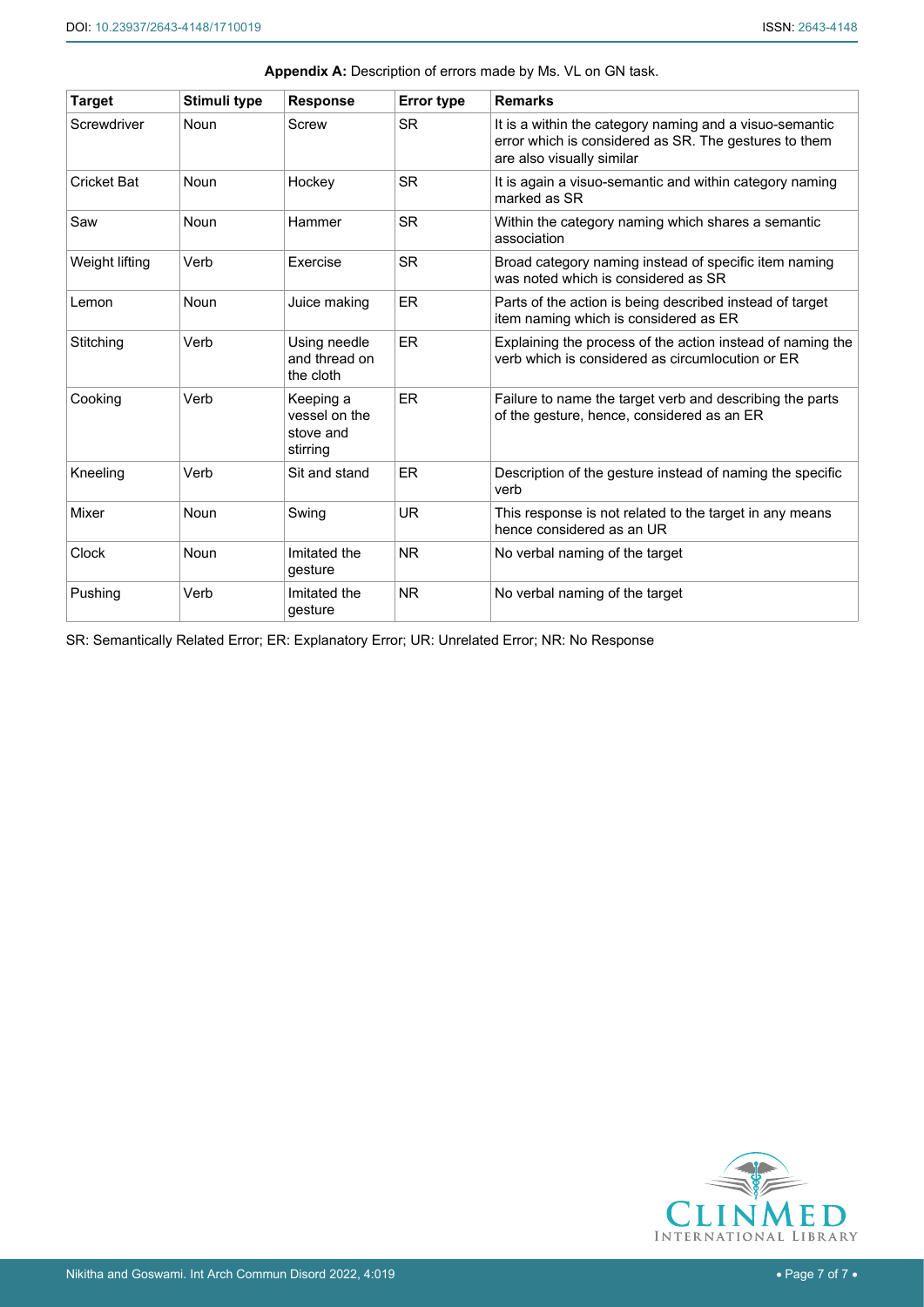**Appendix A:** Description of errors made by Ms. VL on GN task.

| Target | Stimuli type | Response | Error type | Remarks |
|---|---|---|---|---|
| Screwdriver | Noun | Screw | SR | It is a within the category naming and a visuo-semantic error which is considered as SR. The gestures to them are also visually similar |
| Cricket Bat | Noun | Hockey | SR | It is again a visuo-semantic and within category naming marked as SR |
| Saw | Noun | Hammer | SR | Within the category naming which shares a semantic association |
| Weight lifting | Verb | Exercise | SR | Broad category naming instead of specific item naming was noted which is considered as SR |
| Lemon | Noun | Juice making | ER | Parts of the action is being described instead of target item naming which is considered as ER |
| Stitching | Verb | Using needle and thread on the cloth | ER | Explaining the process of the action instead of naming the verb which is considered as circumlocution or ER |
| Cooking | Verb | Keeping a vessel on the stove and stirring | ER | Failure to name the target verb and describing the parts of the gesture, hence, considered as an ER |
| Kneeling | Verb | Sit and stand | ER | Description of the gesture instead of naming the specific verb |
| Mixer | Noun | Swing | UR | This response is not related to the target in any means hence considered as an UR |
| Clock | Noun | Imitated the gesture | NR | No verbal naming of the target |
| Pushing | Verb | Imitated the gesture | NR | No verbal naming of the target |

SR: Semantically Related Error; ER: Explanatory Error; UR: Unrelated Error; NR: No Response